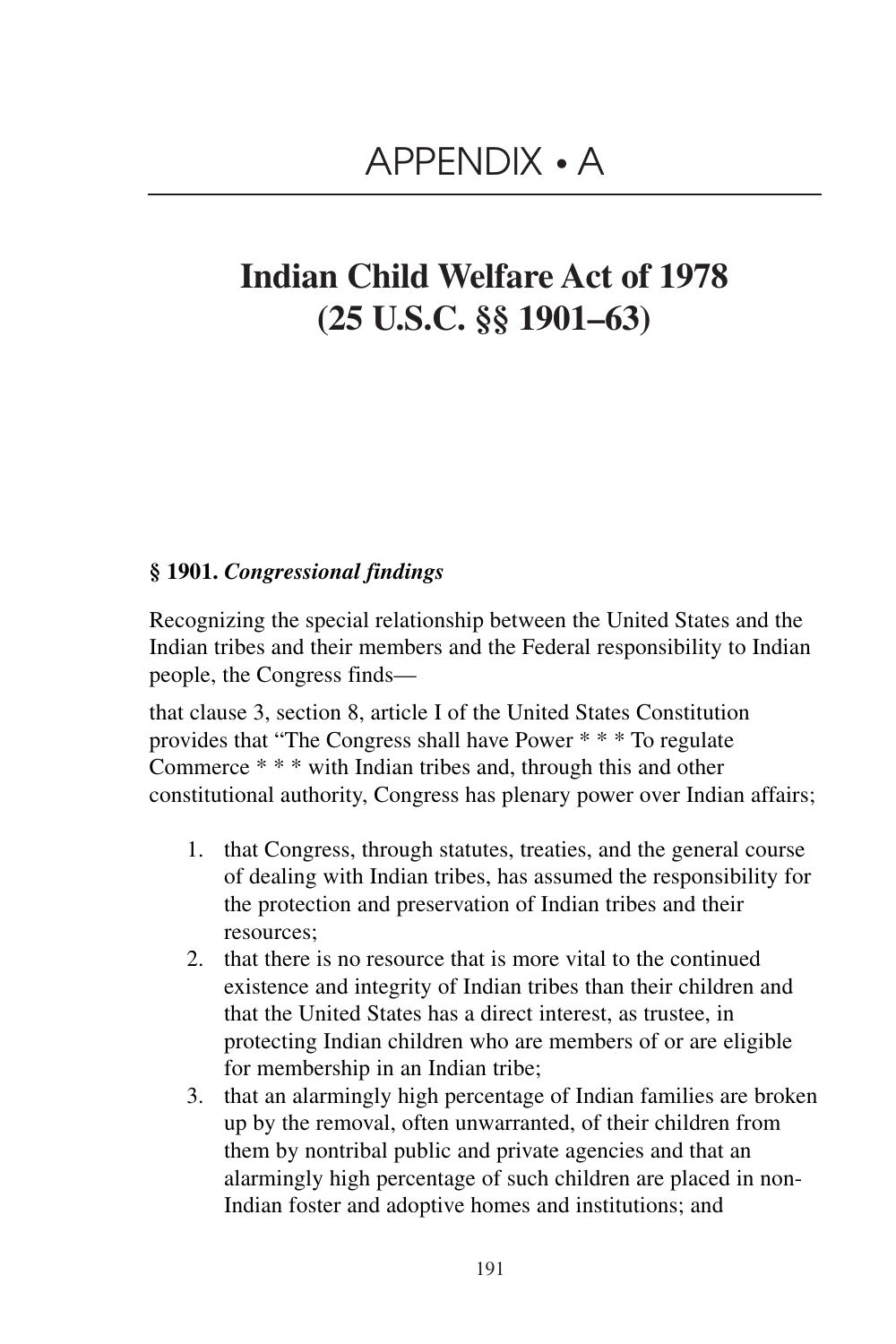# APPENDIX • A

## Indian Child Welfare Act of 1978 (25 U.S.C. §§ 1901–63)

**§ 1901.** ***Congressional findings***

Recognizing the special relationship between the United States and the Indian tribes and their members and the Federal responsibility to Indian people, the Congress finds—

that clause 3, section 8, article I of the United States Constitution provides that "The Congress shall have Power * * * To regulate Commerce * * * with Indian tribes and, through this and other constitutional authority, Congress has plenary power over Indian affairs;

1. that Congress, through statutes, treaties, and the general course of dealing with Indian tribes, has assumed the responsibility for the protection and preservation of Indian tribes and their resources;
2. that there is no resource that is more vital to the continued existence and integrity of Indian tribes than their children and that the United States has a direct interest, as trustee, in protecting Indian children who are members of or are eligible for membership in an Indian tribe;
3. that an alarmingly high percentage of Indian families are broken up by the removal, often unwarranted, of their children from them by nontribal public and private agencies and that an alarmingly high percentage of such children are placed in non-Indian foster and adoptive homes and institutions; and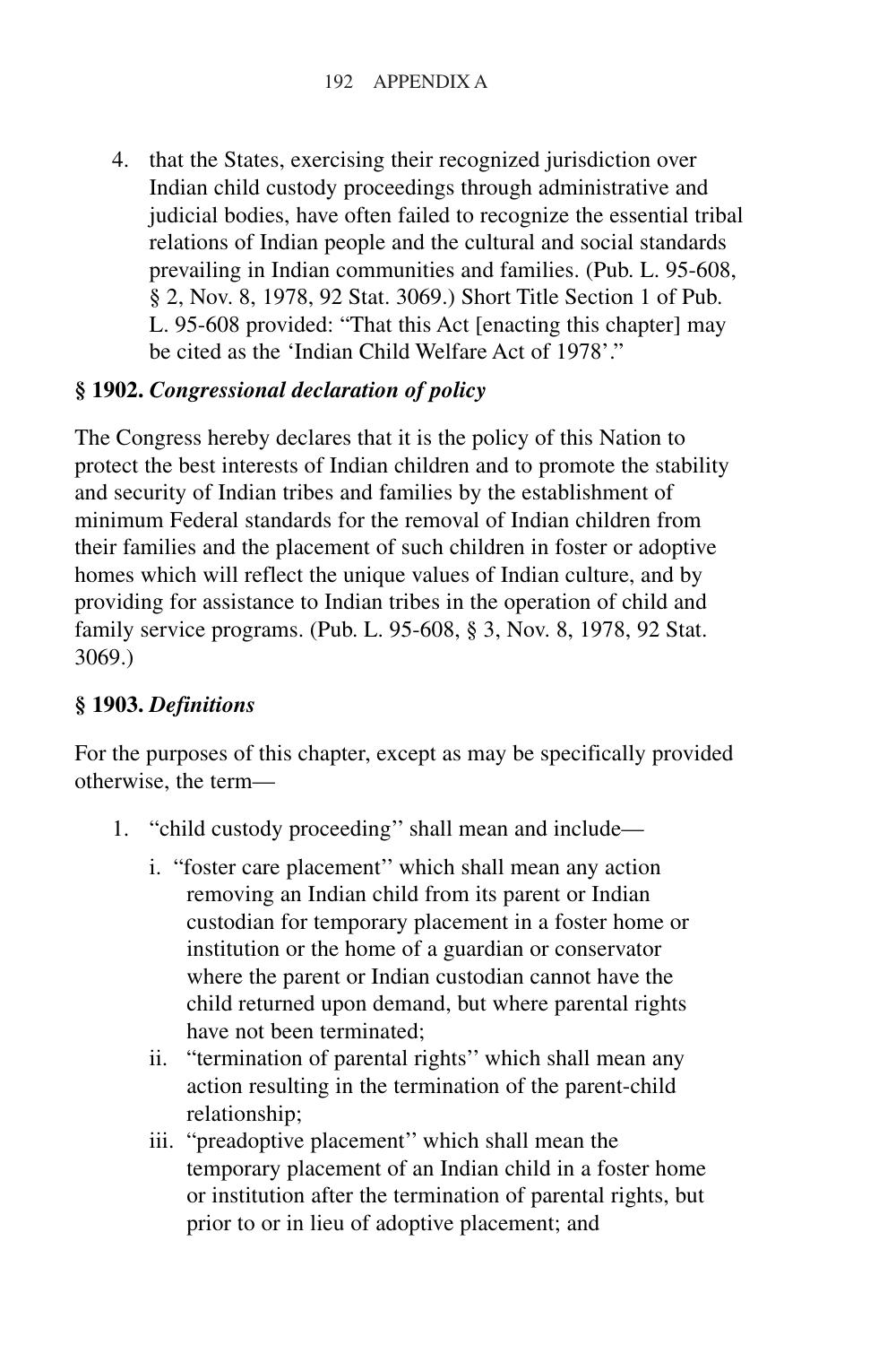4. that the States, exercising their recognized jurisdiction over Indian child custody proceedings through administrative and judicial bodies, have often failed to recognize the essential tribal relations of Indian people and the cultural and social standards prevailing in Indian communities and families. (Pub. L. 95-608, § 2, Nov. 8, 1978, 92 Stat. 3069.) Short Title Section 1 of Pub. L. 95-608 provided: "That this Act [enacting this chapter] may be cited as the 'Indian Child Welfare Act of 1978'."

**§ 1902.** ***Congressional declaration of policy***

The Congress hereby declares that it is the policy of this Nation to protect the best interests of Indian children and to promote the stability and security of Indian tribes and families by the establishment of minimum Federal standards for the removal of Indian children from their families and the placement of such children in foster or adoptive homes which will reflect the unique values of Indian culture, and by providing for assistance to Indian tribes in the operation of child and family service programs. (Pub. L. 95-608, § 3, Nov. 8, 1978, 92 Stat. 3069.)

**§ 1903.** ***Definitions***

For the purposes of this chapter, except as may be specifically provided otherwise, the term—

1. "child custody proceeding'' shall mean and include—
   i. "foster care placement'' which shall mean any action removing an Indian child from its parent or Indian custodian for temporary placement in a foster home or institution or the home of a guardian or conservator where the parent or Indian custodian cannot have the child returned upon demand, but where parental rights have not been terminated;
   ii. "termination of parental rights'' which shall mean any action resulting in the termination of the parent-child relationship;
   iii. "preadoptive placement'' which shall mean the temporary placement of an Indian child in a foster home or institution after the termination of parental rights, but prior to or in lieu of adoptive placement; and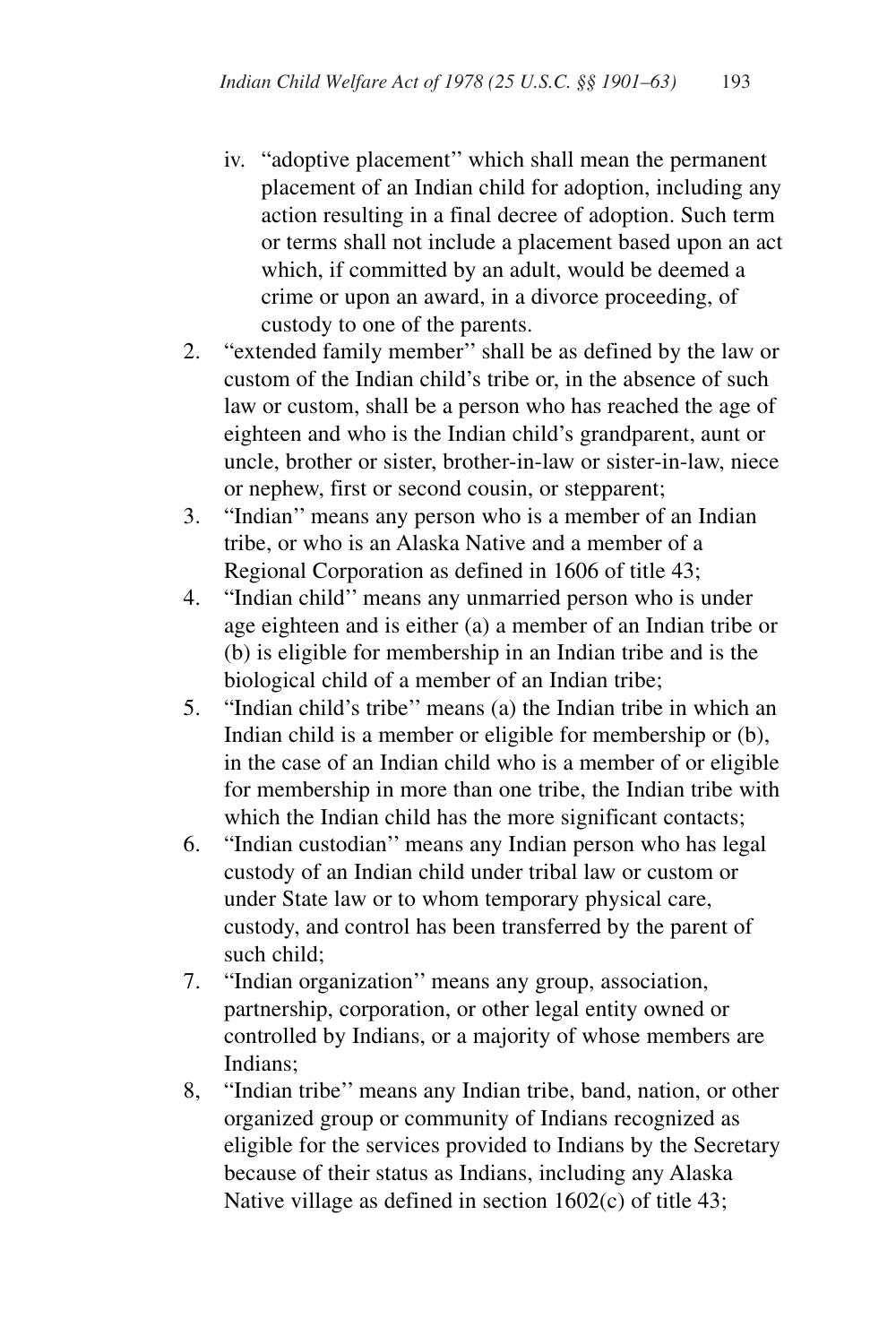iv. ''adoptive placement'' which shall mean the permanent placement of an Indian child for adoption, including any action resulting in a final decree of adoption. Such term or terms shall not include a placement based upon an act which, if committed by an adult, would be deemed a crime or upon an award, in a divorce proceeding, of custody to one of the parents.

2. ''extended family member'' shall be as defined by the law or custom of the Indian child's tribe or, in the absence of such law or custom, shall be a person who has reached the age of eighteen and who is the Indian child's grandparent, aunt or uncle, brother or sister, brother-in-law or sister-in-law, niece or nephew, first or second cousin, or stepparent;
3. ''Indian'' means any person who is a member of an Indian tribe, or who is an Alaska Native and a member of a Regional Corporation as defined in 1606 of title 43;
4. ''Indian child'' means any unmarried person who is under age eighteen and is either (a) a member of an Indian tribe or (b) is eligible for membership in an Indian tribe and is the biological child of a member of an Indian tribe;
5. ''Indian child's tribe'' means (a) the Indian tribe in which an Indian child is a member or eligible for membership or (b), in the case of an Indian child who is a member of or eligible for membership in more than one tribe, the Indian tribe with which the Indian child has the more significant contacts;
6. ''Indian custodian'' means any Indian person who has legal custody of an Indian child under tribal law or custom or under State law or to whom temporary physical care, custody, and control has been transferred by the parent of such child;
7. ''Indian organization'' means any group, association, partnership, corporation, or other legal entity owned or controlled by Indians, or a majority of whose members are Indians;
8, ''Indian tribe'' means any Indian tribe, band, nation, or other organized group or community of Indians recognized as eligible for the services provided to Indians by the Secretary because of their status as Indians, including any Alaska Native village as defined in section 1602(c) of title 43;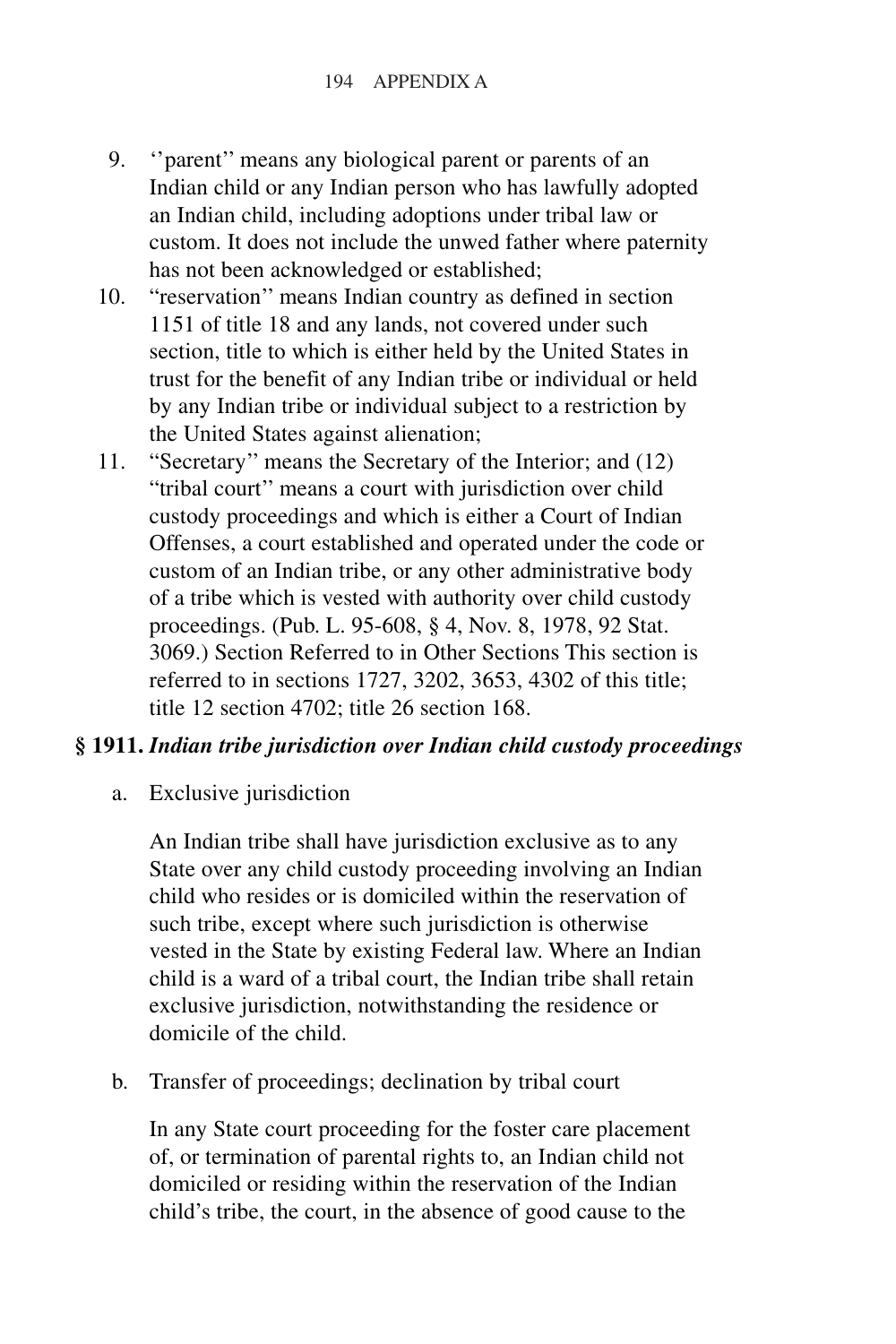9. ''parent'' means any biological parent or parents of an Indian child or any Indian person who has lawfully adopted an Indian child, including adoptions under tribal law or custom. It does not include the unwed father where paternity has not been acknowledged or established;
10. "reservation'' means Indian country as defined in section 1151 of title 18 and any lands, not covered under such section, title to which is either held by the United States in trust for the benefit of any Indian tribe or individual or held by any Indian tribe or individual subject to a restriction by the United States against alienation;
11. "Secretary'' means the Secretary of the Interior; and (12) "tribal court'' means a court with jurisdiction over child custody proceedings and which is either a Court of Indian Offenses, a court established and operated under the code or custom of an Indian tribe, or any other administrative body of a tribe which is vested with authority over child custody proceedings. (Pub. L. 95-608, § 4, Nov. 8, 1978, 92 Stat. 3069.) Section Referred to in Other Sections This section is referred to in sections 1727, 3202, 3653, 4302 of this title; title 12 section 4702; title 26 section 168.

### § 1911. *Indian tribe jurisdiction over Indian child custody proceedings*

a. Exclusive jurisdiction

   An Indian tribe shall have jurisdiction exclusive as to any State over any child custody proceeding involving an Indian child who resides or is domiciled within the reservation of such tribe, except where such jurisdiction is otherwise vested in the State by existing Federal law. Where an Indian child is a ward of a tribal court, the Indian tribe shall retain exclusive jurisdiction, notwithstanding the residence or domicile of the child.

b. Transfer of proceedings; declination by tribal court

   In any State court proceeding for the foster care placement of, or termination of parental rights to, an Indian child not domiciled or residing within the reservation of the Indian child's tribe, the court, in the absence of good cause to the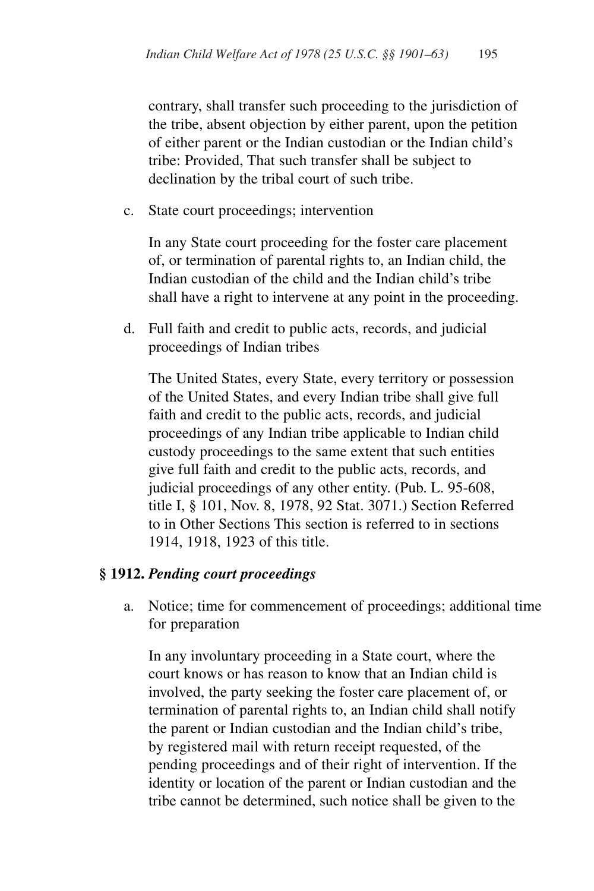contrary, shall transfer such proceeding to the jurisdiction of the tribe, absent objection by either parent, upon the petition of either parent or the Indian custodian or the Indian child's tribe: Provided, That such transfer shall be subject to declination by the tribal court of such tribe.

c. State court proceedings; intervention

   In any State court proceeding for the foster care placement of, or termination of parental rights to, an Indian child, the Indian custodian of the child and the Indian child's tribe shall have a right to intervene at any point in the proceeding.

d. Full faith and credit to public acts, records, and judicial proceedings of Indian tribes

   The United States, every State, every territory or possession of the United States, and every Indian tribe shall give full faith and credit to the public acts, records, and judicial proceedings of any Indian tribe applicable to Indian child custody proceedings to the same extent that such entities give full faith and credit to the public acts, records, and judicial proceedings of any other entity. (Pub. L. 95-608, title I, § 101, Nov. 8, 1978, 92 Stat. 3071.) Section Referred to in Other Sections This section is referred to in sections 1914, 1918, 1923 of this title.

### § 1912. *Pending court proceedings*

a. Notice; time for commencement of proceedings; additional time for preparation

   In any involuntary proceeding in a State court, where the court knows or has reason to know that an Indian child is involved, the party seeking the foster care placement of, or termination of parental rights to, an Indian child shall notify the parent or Indian custodian and the Indian child's tribe, by registered mail with return receipt requested, of the pending proceedings and of their right of intervention. If the identity or location of the parent or Indian custodian and the tribe cannot be determined, such notice shall be given to the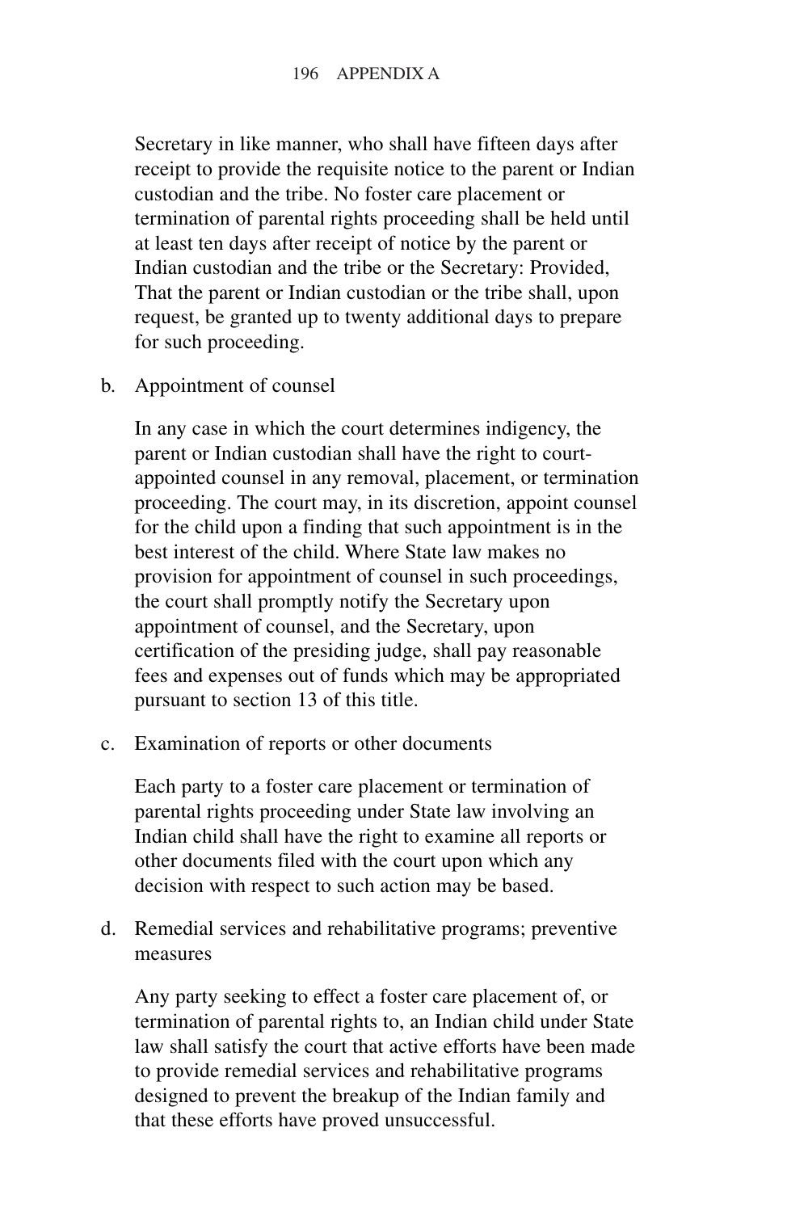Secretary in like manner, who shall have fifteen days after receipt to provide the requisite notice to the parent or Indian custodian and the tribe. No foster care placement or termination of parental rights proceeding shall be held until at least ten days after receipt of notice by the parent or Indian custodian and the tribe or the Secretary: Provided, That the parent or Indian custodian or the tribe shall, upon request, be granted up to twenty additional days to prepare for such proceeding.

b. Appointment of counsel

   In any case in which the court determines indigency, the parent or Indian custodian shall have the right to court-appointed counsel in any removal, placement, or termination proceeding. The court may, in its discretion, appoint counsel for the child upon a finding that such appointment is in the best interest of the child. Where State law makes no provision for appointment of counsel in such proceedings, the court shall promptly notify the Secretary upon appointment of counsel, and the Secretary, upon certification of the presiding judge, shall pay reasonable fees and expenses out of funds which may be appropriated pursuant to section 13 of this title.

c. Examination of reports or other documents

   Each party to a foster care placement or termination of parental rights proceeding under State law involving an Indian child shall have the right to examine all reports or other documents filed with the court upon which any decision with respect to such action may be based.

d. Remedial services and rehabilitative programs; preventive measures

   Any party seeking to effect a foster care placement of, or termination of parental rights to, an Indian child under State law shall satisfy the court that active efforts have been made to provide remedial services and rehabilitative programs designed to prevent the breakup of the Indian family and that these efforts have proved unsuccessful.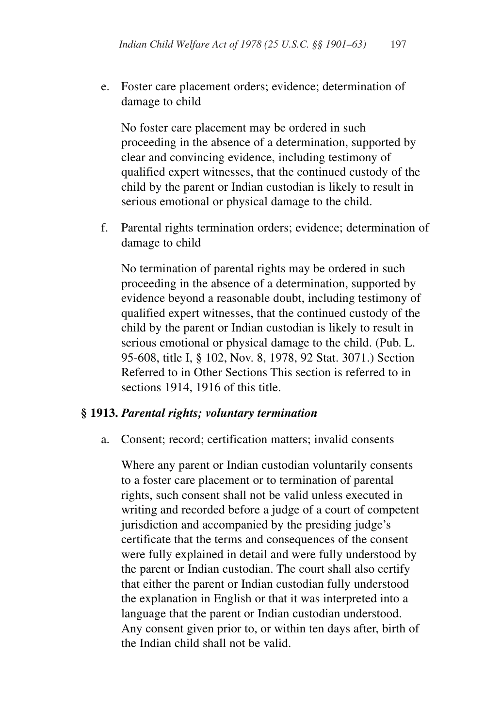e. Foster care placement orders; evidence; determination of damage to child

   No foster care placement may be ordered in such proceeding in the absence of a determination, supported by clear and convincing evidence, including testimony of qualified expert witnesses, that the continued custody of the child by the parent or Indian custodian is likely to result in serious emotional or physical damage to the child.

f. Parental rights termination orders; evidence; determination of damage to child

   No termination of parental rights may be ordered in such proceeding in the absence of a determination, supported by evidence beyond a reasonable doubt, including testimony of qualified expert witnesses, that the continued custody of the child by the parent or Indian custodian is likely to result in serious emotional or physical damage to the child. (Pub. L. 95-608, title I, § 102, Nov. 8, 1978, 92 Stat. 3071.) Section Referred to in Other Sections This section is referred to in sections 1914, 1916 of this title.

**§ 1913.** ***Parental rights; voluntary termination***

a. Consent; record; certification matters; invalid consents

   Where any parent or Indian custodian voluntarily consents to a foster care placement or to termination of parental rights, such consent shall not be valid unless executed in writing and recorded before a judge of a court of competent jurisdiction and accompanied by the presiding judge's certificate that the terms and consequences of the consent were fully explained in detail and were fully understood by the parent or Indian custodian. The court shall also certify that either the parent or Indian custodian fully understood the explanation in English or that it was interpreted into a language that the parent or Indian custodian understood. Any consent given prior to, or within ten days after, birth of the Indian child shall not be valid.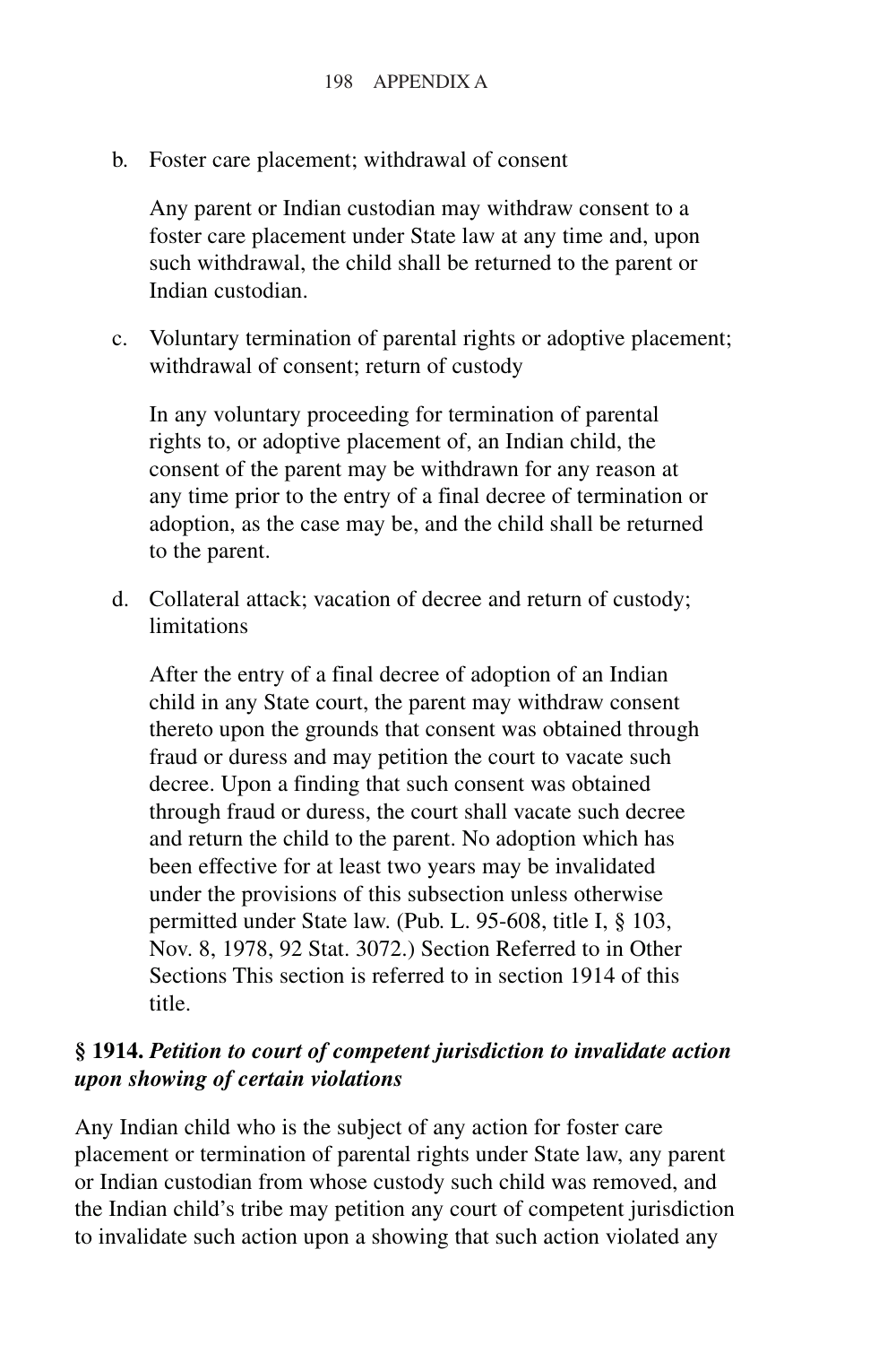b. Foster care placement; withdrawal of consent

   Any parent or Indian custodian may withdraw consent to a foster care placement under State law at any time and, upon such withdrawal, the child shall be returned to the parent or Indian custodian.

c. Voluntary termination of parental rights or adoptive placement; withdrawal of consent; return of custody

   In any voluntary proceeding for termination of parental rights to, or adoptive placement of, an Indian child, the consent of the parent may be withdrawn for any reason at any time prior to the entry of a final decree of termination or adoption, as the case may be, and the child shall be returned to the parent.

d. Collateral attack; vacation of decree and return of custody; limitations

   After the entry of a final decree of adoption of an Indian child in any State court, the parent may withdraw consent thereto upon the grounds that consent was obtained through fraud or duress and may petition the court to vacate such decree. Upon a finding that such consent was obtained through fraud or duress, the court shall vacate such decree and return the child to the parent. No adoption which has been effective for at least two years may be invalidated under the provisions of this subsection unless otherwise permitted under State law. (Pub. L. 95-608, title I, § 103, Nov. 8, 1978, 92 Stat. 3072.) Section Referred to in Other Sections This section is referred to in section 1914 of this title.

**§ 1914.** ***Petition to court of competent jurisdiction to invalidate action upon showing of certain violations***

Any Indian child who is the subject of any action for foster care placement or termination of parental rights under State law, any parent or Indian custodian from whose custody such child was removed, and the Indian child's tribe may petition any court of competent jurisdiction to invalidate such action upon a showing that such action violated any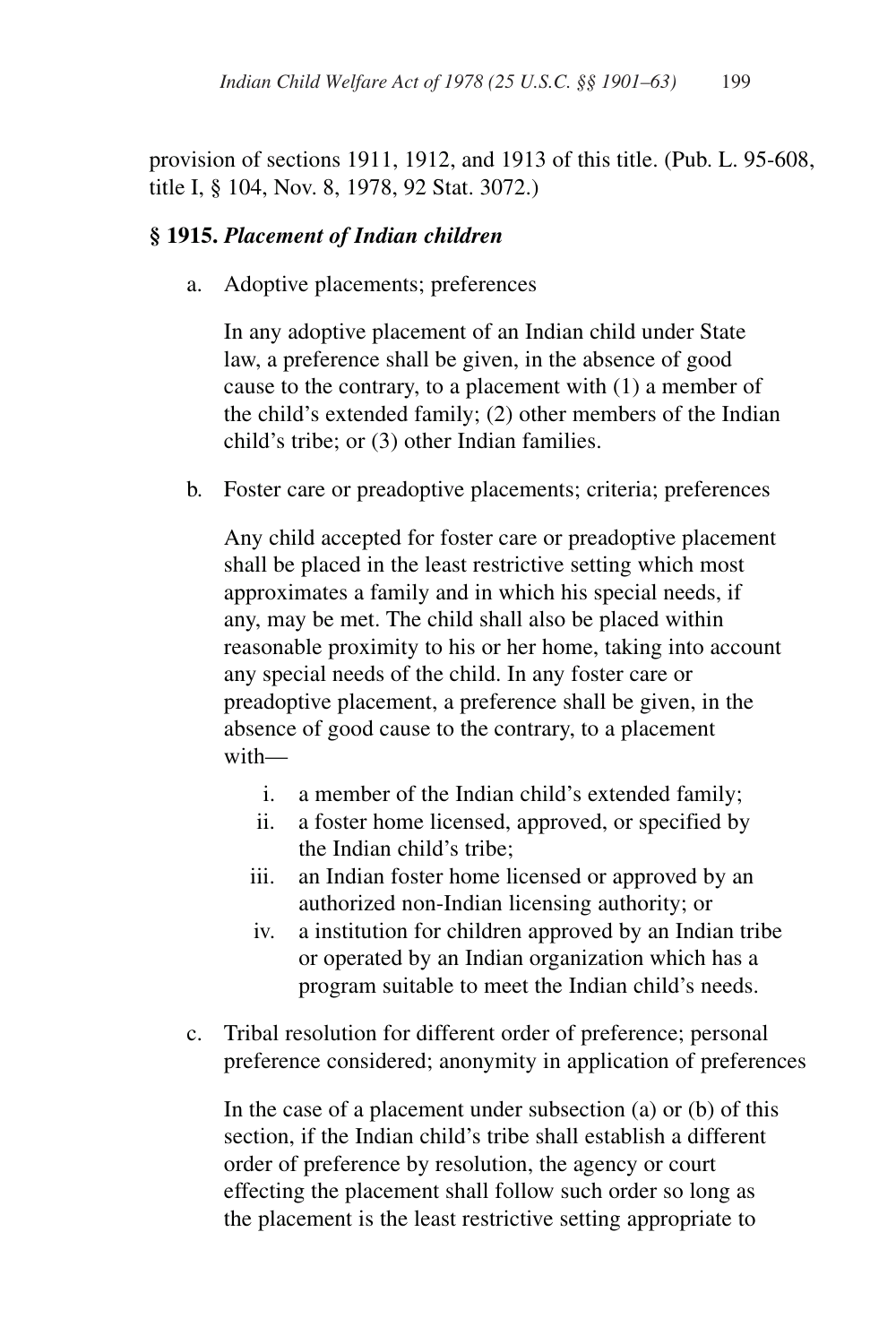provision of sections 1911, 1912, and 1913 of this title. (Pub. L. 95-608, title I, § 104, Nov. 8, 1978, 92 Stat. 3072.)

**§ 1915. *Placement of Indian children***

a. Adoptive placements; preferences

   In any adoptive placement of an Indian child under State law, a preference shall be given, in the absence of good cause to the contrary, to a placement with (1) a member of the child's extended family; (2) other members of the Indian child's tribe; or (3) other Indian families.

b. Foster care or preadoptive placements; criteria; preferences

   Any child accepted for foster care or preadoptive placement shall be placed in the least restrictive setting which most approximates a family and in which his special needs, if any, may be met. The child shall also be placed within reasonable proximity to his or her home, taking into account any special needs of the child. In any foster care or preadoptive placement, a preference shall be given, in the absence of good cause to the contrary, to a placement with—

   i. a member of the Indian child's extended family;
   ii. a foster home licensed, approved, or specified by the Indian child's tribe;
   iii. an Indian foster home licensed or approved by an authorized non-Indian licensing authority; or
   iv. a institution for children approved by an Indian tribe or operated by an Indian organization which has a program suitable to meet the Indian child's needs.

c. Tribal resolution for different order of preference; personal preference considered; anonymity in application of preferences

   In the case of a placement under subsection (a) or (b) of this section, if the Indian child's tribe shall establish a different order of preference by resolution, the agency or court effecting the placement shall follow such order so long as the placement is the least restrictive setting appropriate to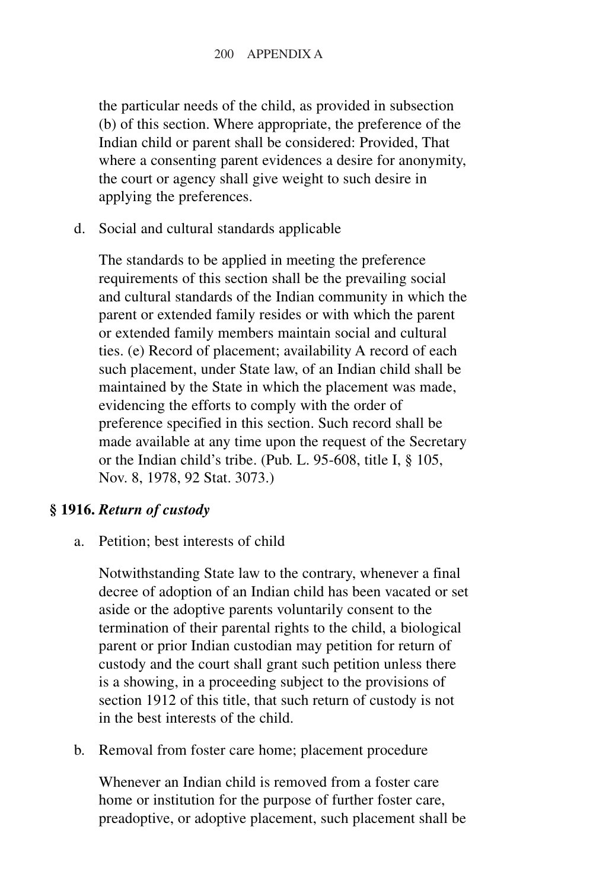the particular needs of the child, as provided in subsection (b) of this section. Where appropriate, the preference of the Indian child or parent shall be considered: Provided, That where a consenting parent evidences a desire for anonymity, the court or agency shall give weight to such desire in applying the preferences.

d. Social and cultural standards applicable

   The standards to be applied in meeting the preference requirements of this section shall be the prevailing social and cultural standards of the Indian community in which the parent or extended family resides or with which the parent or extended family members maintain social and cultural ties. (e) Record of placement; availability A record of each such placement, under State law, of an Indian child shall be maintained by the State in which the placement was made, evidencing the efforts to comply with the order of preference specified in this section. Such record shall be made available at any time upon the request of the Secretary or the Indian child's tribe. (Pub. L. 95-608, title I, § 105, Nov. 8, 1978, 92 Stat. 3073.)

### § 1916. *Return of custody*

a. Petition; best interests of child

   Notwithstanding State law to the contrary, whenever a final decree of adoption of an Indian child has been vacated or set aside or the adoptive parents voluntarily consent to the termination of their parental rights to the child, a biological parent or prior Indian custodian may petition for return of custody and the court shall grant such petition unless there is a showing, in a proceeding subject to the provisions of section 1912 of this title, that such return of custody is not in the best interests of the child.

b. Removal from foster care home; placement procedure

   Whenever an Indian child is removed from a foster care home or institution for the purpose of further foster care, preadoptive, or adoptive placement, such placement shall be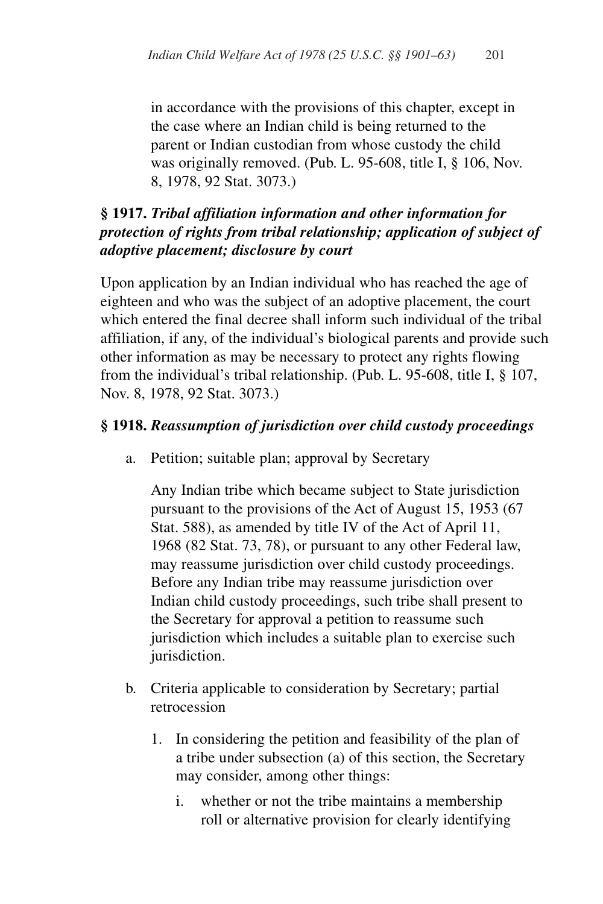in accordance with the provisions of this chapter, except in the case where an Indian child is being returned to the parent or Indian custodian from whose custody the child was originally removed. (Pub. L. 95-608, title I, § 106, Nov. 8, 1978, 92 Stat. 3073.)

### § 1917. *Tribal affiliation information and other information for protection of rights from tribal relationship; application of subject of adoptive placement; disclosure by court*

Upon application by an Indian individual who has reached the age of eighteen and who was the subject of an adoptive placement, the court which entered the final decree shall inform such individual of the tribal affiliation, if any, of the individual's biological parents and provide such other information as may be necessary to protect any rights flowing from the individual's tribal relationship. (Pub. L. 95-608, title I, § 107, Nov. 8, 1978, 92 Stat. 3073.)

### § 1918. *Reassumption of jurisdiction over child custody proceedings*

a. Petition; suitable plan; approval by Secretary

   Any Indian tribe which became subject to State jurisdiction pursuant to the provisions of the Act of August 15, 1953 (67 Stat. 588), as amended by title IV of the Act of April 11, 1968 (82 Stat. 73, 78), or pursuant to any other Federal law, may reassume jurisdiction over child custody proceedings. Before any Indian tribe may reassume jurisdiction over Indian child custody proceedings, such tribe shall present to the Secretary for approval a petition to reassume such jurisdiction which includes a suitable plan to exercise such jurisdiction.

b. Criteria applicable to consideration by Secretary; partial retrocession

   1. In considering the petition and feasibility of the plan of a tribe under subsection (a) of this section, the Secretary may consider, among other things:

      i. whether or not the tribe maintains a membership roll or alternative provision for clearly identifying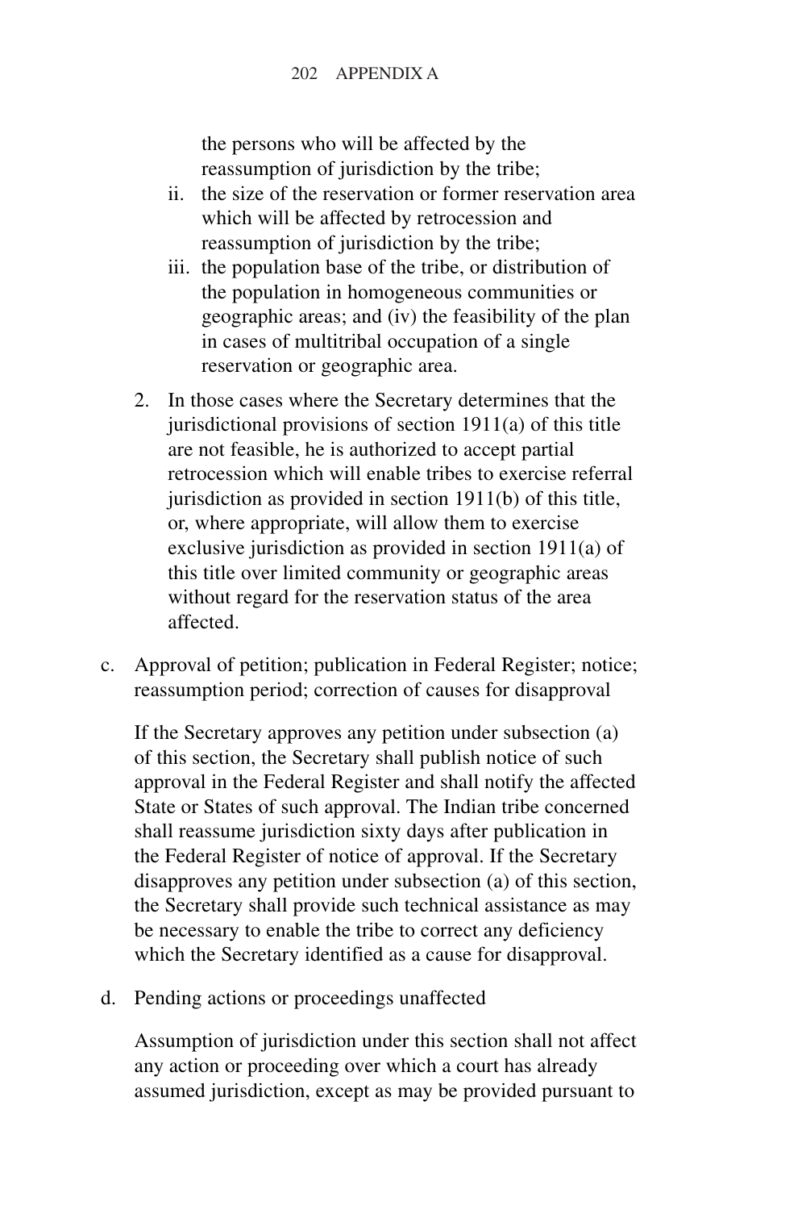the persons who will be affected by the reassumption of jurisdiction by the tribe;

   ii. the size of the reservation or former reservation area which will be affected by retrocession and reassumption of jurisdiction by the tribe;
   iii. the population base of the tribe, or distribution of the population in homogeneous communities or geographic areas; and (iv) the feasibility of the plan in cases of multitribal occupation of a single reservation or geographic area.

2. In those cases where the Secretary determines that the jurisdictional provisions of section 1911(a) of this title are not feasible, he is authorized to accept partial retrocession which will enable tribes to exercise referral jurisdiction as provided in section 1911(b) of this title, or, where appropriate, will allow them to exercise exclusive jurisdiction as provided in section 1911(a) of this title over limited community or geographic areas without regard for the reservation status of the area affected.

c. Approval of petition; publication in Federal Register; notice; reassumption period; correction of causes for disapproval

   If the Secretary approves any petition under subsection (a) of this section, the Secretary shall publish notice of such approval in the Federal Register and shall notify the affected State or States of such approval. The Indian tribe concerned shall reassume jurisdiction sixty days after publication in the Federal Register of notice of approval. If the Secretary disapproves any petition under subsection (a) of this section, the Secretary shall provide such technical assistance as may be necessary to enable the tribe to correct any deficiency which the Secretary identified as a cause for disapproval.

d. Pending actions or proceedings unaffected

   Assumption of jurisdiction under this section shall not affect any action or proceeding over which a court has already assumed jurisdiction, except as may be provided pursuant to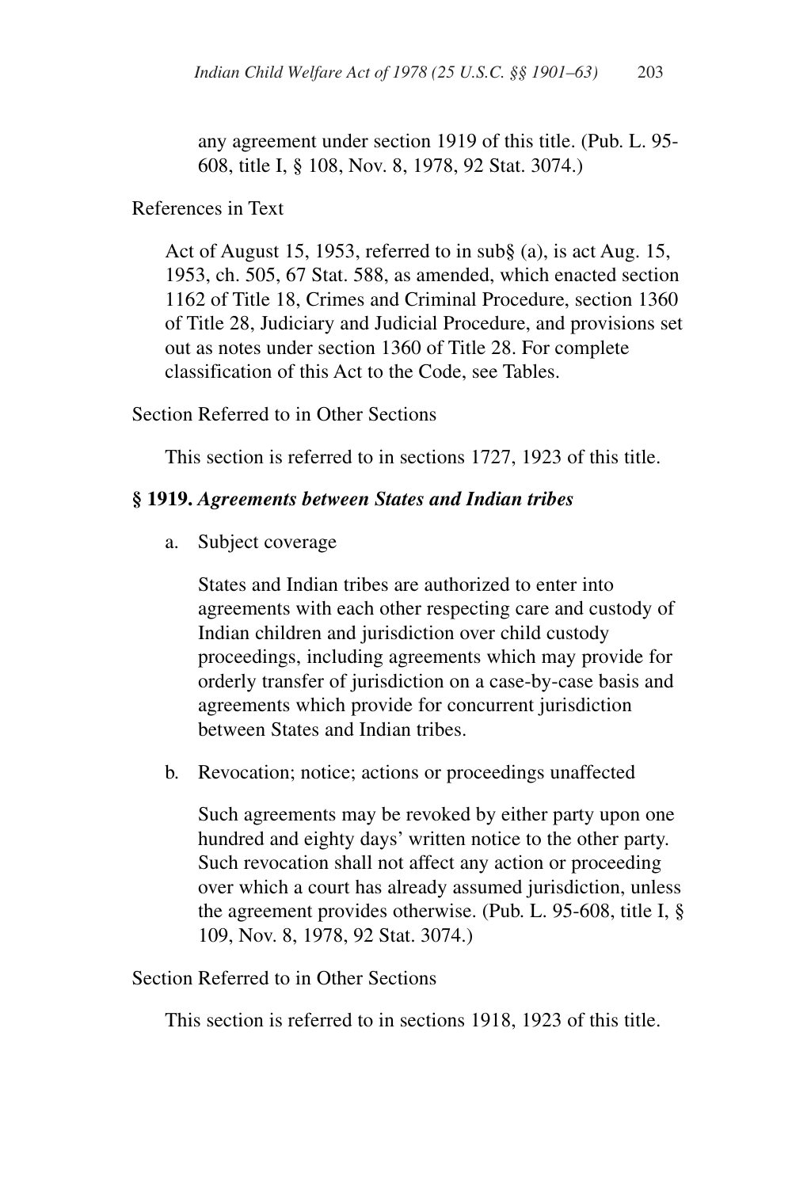any agreement under section 1919 of this title. (Pub. L. 95-608, title I, § 108, Nov. 8, 1978, 92 Stat. 3074.)

References in Text

Act of August 15, 1953, referred to in sub§ (a), is act Aug. 15, 1953, ch. 505, 67 Stat. 588, as amended, which enacted section 1162 of Title 18, Crimes and Criminal Procedure, section 1360 of Title 28, Judiciary and Judicial Procedure, and provisions set out as notes under section 1360 of Title 28. For complete classification of this Act to the Code, see Tables.

Section Referred to in Other Sections

This section is referred to in sections 1727, 1923 of this title.

**§ 1919.** ***Agreements between States and Indian tribes***

a. Subject coverage

   States and Indian tribes are authorized to enter into agreements with each other respecting care and custody of Indian children and jurisdiction over child custody proceedings, including agreements which may provide for orderly transfer of jurisdiction on a case-by-case basis and agreements which provide for concurrent jurisdiction between States and Indian tribes.

b. Revocation; notice; actions or proceedings unaffected

   Such agreements may be revoked by either party upon one hundred and eighty days' written notice to the other party. Such revocation shall not affect any action or proceeding over which a court has already assumed jurisdiction, unless the agreement provides otherwise. (Pub. L. 95-608, title I, § 109, Nov. 8, 1978, 92 Stat. 3074.)

Section Referred to in Other Sections

This section is referred to in sections 1918, 1923 of this title.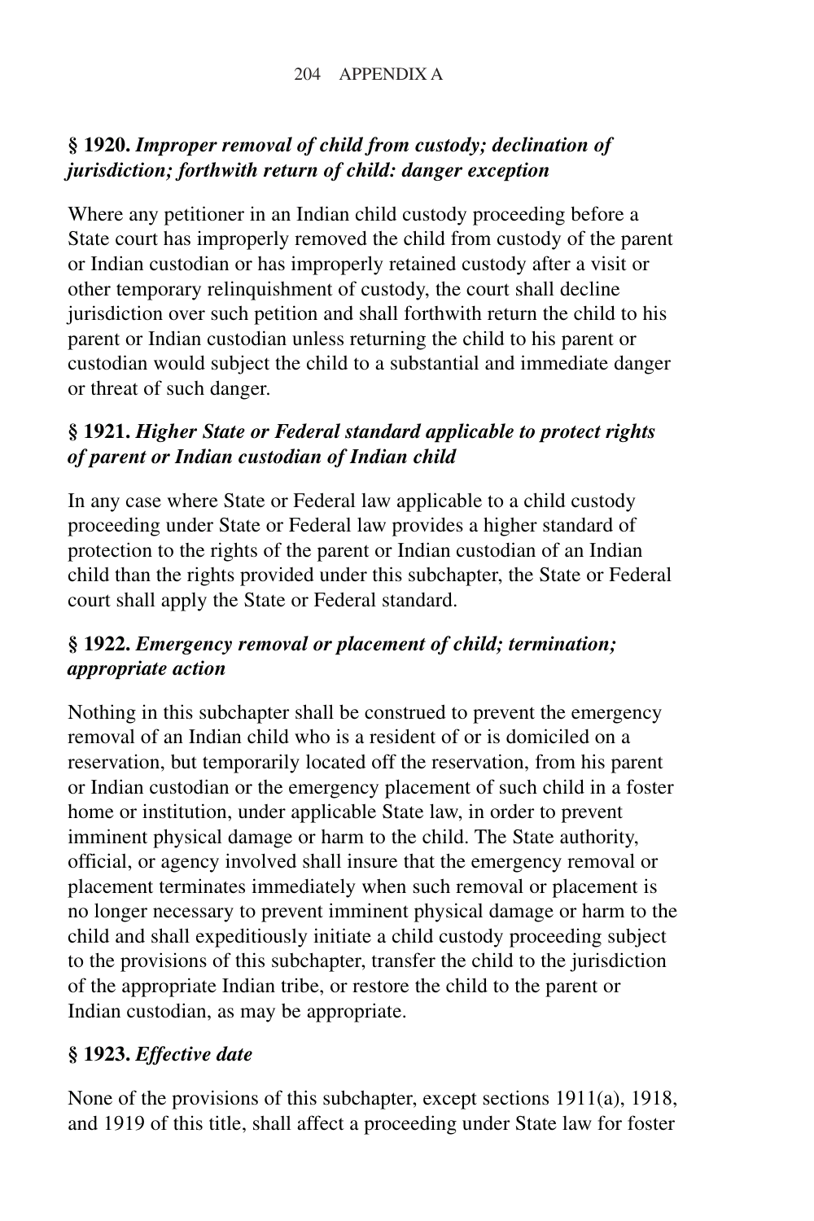### § 1920. *Improper removal of child from custody; declination of jurisdiction; forthwith return of child: danger exception*

Where any petitioner in an Indian child custody proceeding before a State court has improperly removed the child from custody of the parent or Indian custodian or has improperly retained custody after a visit or other temporary relinquishment of custody, the court shall decline jurisdiction over such petition and shall forthwith return the child to his parent or Indian custodian unless returning the child to his parent or custodian would subject the child to a substantial and immediate danger or threat of such danger.

### § 1921. *Higher State or Federal standard applicable to protect rights of parent or Indian custodian of Indian child*

In any case where State or Federal law applicable to a child custody proceeding under State or Federal law provides a higher standard of protection to the rights of the parent or Indian custodian of an Indian child than the rights provided under this subchapter, the State or Federal court shall apply the State or Federal standard.

### § 1922. *Emergency removal or placement of child; termination; appropriate action*

Nothing in this subchapter shall be construed to prevent the emergency removal of an Indian child who is a resident of or is domiciled on a reservation, but temporarily located off the reservation, from his parent or Indian custodian or the emergency placement of such child in a foster home or institution, under applicable State law, in order to prevent imminent physical damage or harm to the child. The State authority, official, or agency involved shall insure that the emergency removal or placement terminates immediately when such removal or placement is no longer necessary to prevent imminent physical damage or harm to the child and shall expeditiously initiate a child custody proceeding subject to the provisions of this subchapter, transfer the child to the jurisdiction of the appropriate Indian tribe, or restore the child to the parent or Indian custodian, as may be appropriate.

### § 1923. *Effective date*

None of the provisions of this subchapter, except sections 1911(a), 1918, and 1919 of this title, shall affect a proceeding under State law for foster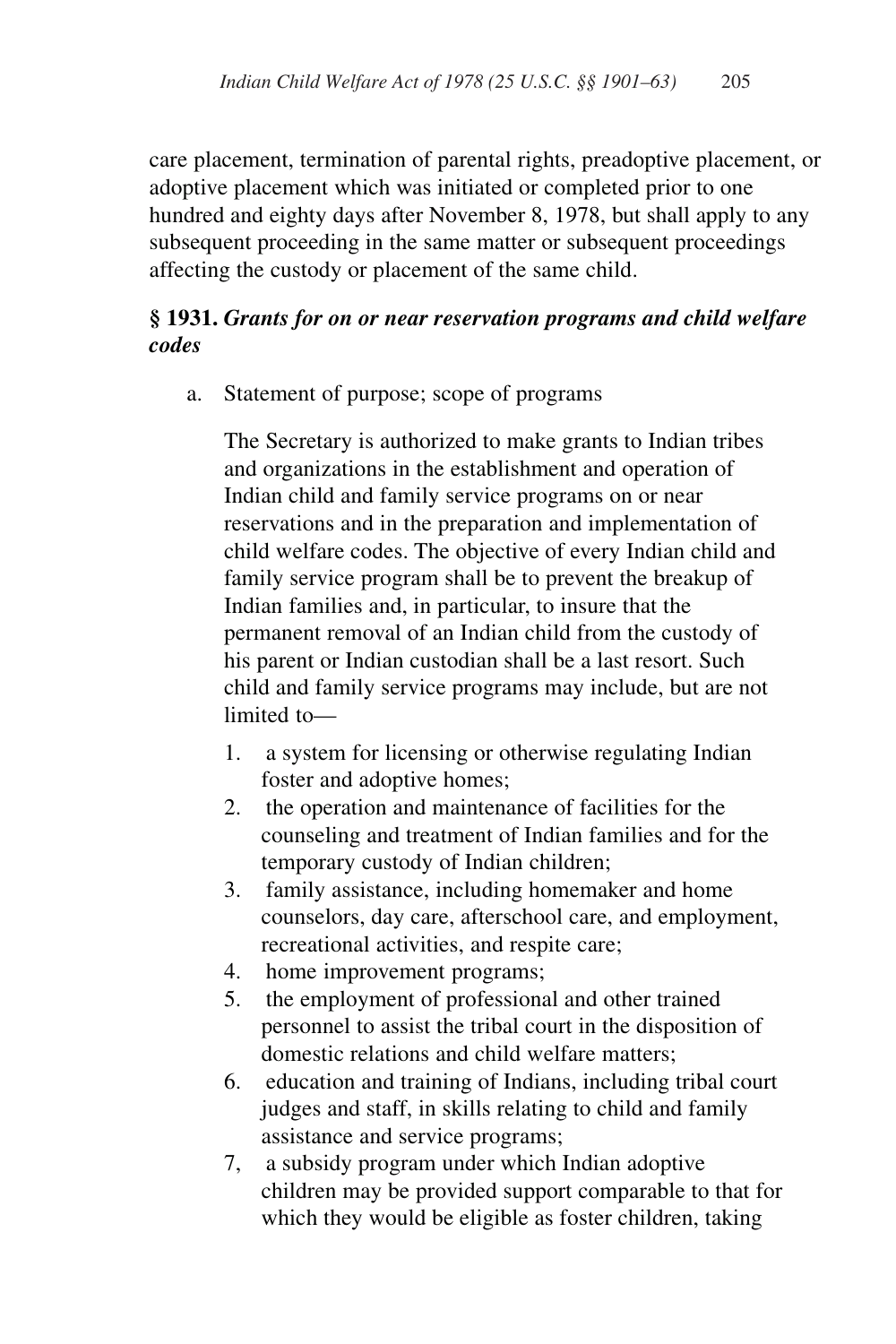care placement, termination of parental rights, preadoptive placement, or adoptive placement which was initiated or completed prior to one hundred and eighty days after November 8, 1978, but shall apply to any subsequent proceeding in the same matter or subsequent proceedings affecting the custody or placement of the same child.

**§ 1931.** ***Grants for on or near reservation programs and child welfare codes***

a. Statement of purpose; scope of programs

   The Secretary is authorized to make grants to Indian tribes and organizations in the establishment and operation of Indian child and family service programs on or near reservations and in the preparation and implementation of child welfare codes. The objective of every Indian child and family service program shall be to prevent the breakup of Indian families and, in particular, to insure that the permanent removal of an Indian child from the custody of his parent or Indian custodian shall be a last resort. Such child and family service programs may include, but are not limited to—

   1. a system for licensing or otherwise regulating Indian foster and adoptive homes;
   2. the operation and maintenance of facilities for the counseling and treatment of Indian families and for the temporary custody of Indian children;
   3. family assistance, including homemaker and home counselors, day care, afterschool care, and employment, recreational activities, and respite care;
   4. home improvement programs;
   5. the employment of professional and other trained personnel to assist the tribal court in the disposition of domestic relations and child welfare matters;
   6. education and training of Indians, including tribal court judges and staff, in skills relating to child and family assistance and service programs;
   7, a subsidy program under which Indian adoptive children may be provided support comparable to that for which they would be eligible as foster children, taking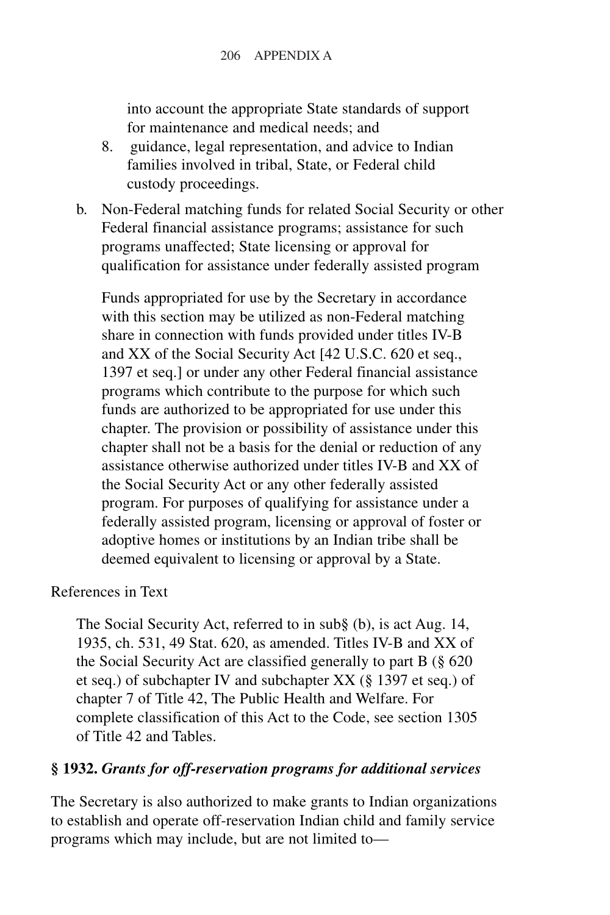into account the appropriate State standards of support for maintenance and medical needs; and

8. guidance, legal representation, and advice to Indian families involved in tribal, State, or Federal child custody proceedings.

b. Non-Federal matching funds for related Social Security or other Federal financial assistance programs; assistance for such programs unaffected; State licensing or approval for qualification for assistance under federally assisted program

   Funds appropriated for use by the Secretary in accordance with this section may be utilized as non-Federal matching share in connection with funds provided under titles IV-B and XX of the Social Security Act [42 U.S.C. 620 et seq., 1397 et seq.] or under any other Federal financial assistance programs which contribute to the purpose for which such funds are authorized to be appropriated for use under this chapter. The provision or possibility of assistance under this chapter shall not be a basis for the denial or reduction of any assistance otherwise authorized under titles IV-B and XX of the Social Security Act or any other federally assisted program. For purposes of qualifying for assistance under a federally assisted program, licensing or approval of foster or adoptive homes or institutions by an Indian tribe shall be deemed equivalent to licensing or approval by a State.

References in Text

The Social Security Act, referred to in sub§ (b), is act Aug. 14, 1935, ch. 531, 49 Stat. 620, as amended. Titles IV-B and XX of the Social Security Act are classified generally to part B (§ 620 et seq.) of subchapter IV and subchapter XX (§ 1397 et seq.) of chapter 7 of Title 42, The Public Health and Welfare. For complete classification of this Act to the Code, see section 1305 of Title 42 and Tables.

### § 1932. *Grants for off-reservation programs for additional services*

The Secretary is also authorized to make grants to Indian organizations to establish and operate off-reservation Indian child and family service programs which may include, but are not limited to—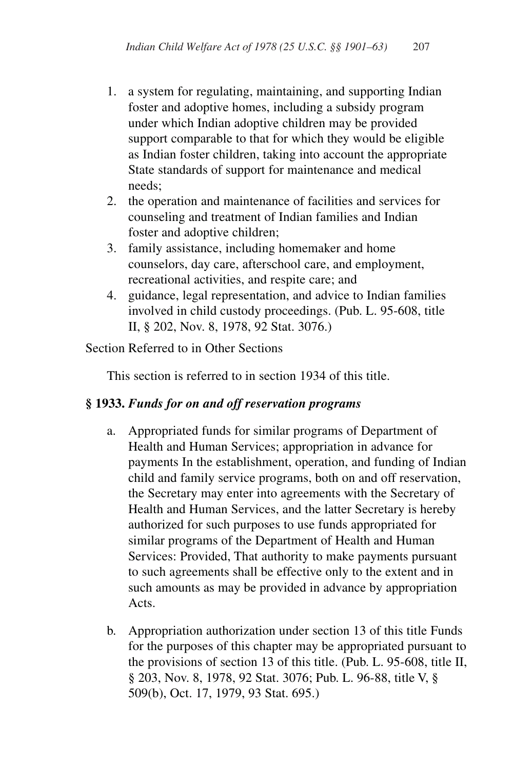1. a system for regulating, maintaining, and supporting Indian foster and adoptive homes, including a subsidy program under which Indian adoptive children may be provided support comparable to that for which they would be eligible as Indian foster children, taking into account the appropriate State standards of support for maintenance and medical needs;
2. the operation and maintenance of facilities and services for counseling and treatment of Indian families and Indian foster and adoptive children;
3. family assistance, including homemaker and home counselors, day care, afterschool care, and employment, recreational activities, and respite care; and
4. guidance, legal representation, and advice to Indian families involved in child custody proceedings. (Pub. L. 95-608, title II, § 202, Nov. 8, 1978, 92 Stat. 3076.)

Section Referred to in Other Sections

This section is referred to in section 1934 of this title.

### § 1933. *Funds for on and off reservation programs*

a. Appropriated funds for similar programs of Department of Health and Human Services; appropriation in advance for payments In the establishment, operation, and funding of Indian child and family service programs, both on and off reservation, the Secretary may enter into agreements with the Secretary of Health and Human Services, and the latter Secretary is hereby authorized for such purposes to use funds appropriated for similar programs of the Department of Health and Human Services: Provided, That authority to make payments pursuant to such agreements shall be effective only to the extent and in such amounts as may be provided in advance by appropriation Acts.

b. Appropriation authorization under section 13 of this title Funds for the purposes of this chapter may be appropriated pursuant to the provisions of section 13 of this title. (Pub. L. 95-608, title II, § 203, Nov. 8, 1978, 92 Stat. 3076; Pub. L. 96-88, title V, § 509(b), Oct. 17, 1979, 93 Stat. 695.)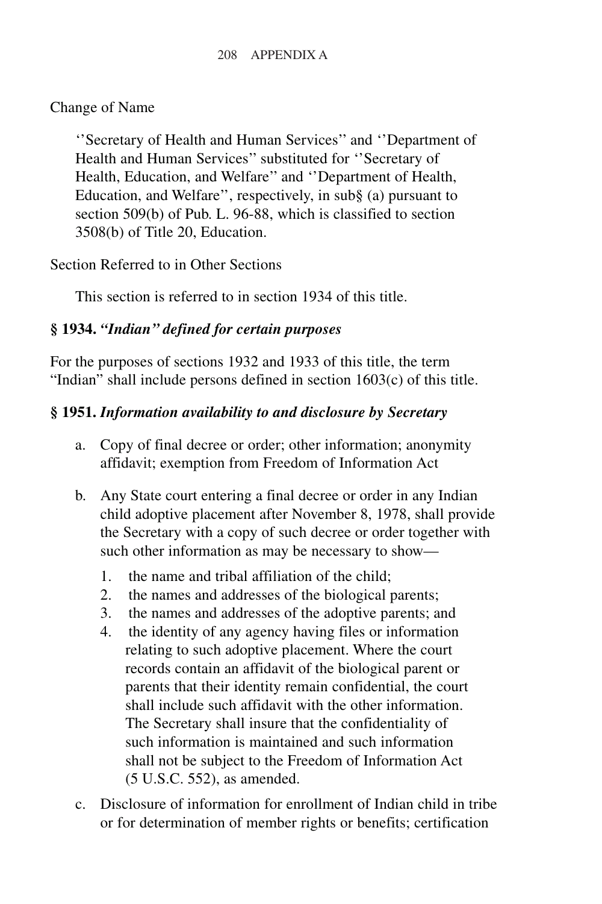Change of Name

> ''Secretary of Health and Human Services'' and ''Department of Health and Human Services'' substituted for ''Secretary of Health, Education, and Welfare'' and ''Department of Health, Education, and Welfare'', respectively, in sub§ (a) pursuant to section 509(b) of Pub. L. 96-88, which is classified to section 3508(b) of Title 20, Education.

Section Referred to in Other Sections

> This section is referred to in section 1934 of this title.

**§ 1934.** ***"Indian" defined for certain purposes***

For the purposes of sections 1932 and 1933 of this title, the term "Indian" shall include persons defined in section 1603(c) of this title.

**§ 1951.** ***Information availability to and disclosure by Secretary***

a. Copy of final decree or order; other information; anonymity affidavit; exemption from Freedom of Information Act

b. Any State court entering a final decree or order in any Indian child adoptive placement after November 8, 1978, shall provide the Secretary with a copy of such decree or order together with such other information as may be necessary to show—
   1. the name and tribal affiliation of the child;
   2. the names and addresses of the biological parents;
   3. the names and addresses of the adoptive parents; and
   4. the identity of any agency having files or information relating to such adoptive placement. Where the court records contain an affidavit of the biological parent or parents that their identity remain confidential, the court shall include such affidavit with the other information. The Secretary shall insure that the confidentiality of such information is maintained and such information shall not be subject to the Freedom of Information Act (5 U.S.C. 552), as amended.

c. Disclosure of information for enrollment of Indian child in tribe or for determination of member rights or benefits; certification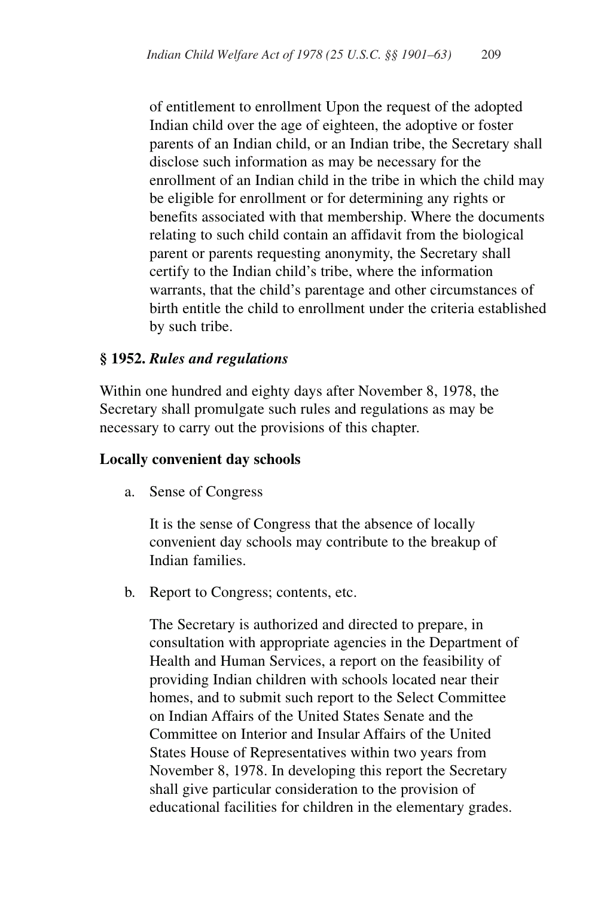of entitlement to enrollment Upon the request of the adopted Indian child over the age of eighteen, the adoptive or foster parents of an Indian child, or an Indian tribe, the Secretary shall disclose such information as may be necessary for the enrollment of an Indian child in the tribe in which the child may be eligible for enrollment or for determining any rights or benefits associated with that membership. Where the documents relating to such child contain an affidavit from the biological parent or parents requesting anonymity, the Secretary shall certify to the Indian child's tribe, where the information warrants, that the child's parentage and other circumstances of birth entitle the child to enrollment under the criteria established by such tribe.

**§ 1952.** ***Rules and regulations***

Within one hundred and eighty days after November 8, 1978, the Secretary shall promulgate such rules and regulations as may be necessary to carry out the provisions of this chapter.

**Locally convenient day schools**

a. Sense of Congress

   It is the sense of Congress that the absence of locally convenient day schools may contribute to the breakup of Indian families.

b. Report to Congress; contents, etc.

   The Secretary is authorized and directed to prepare, in consultation with appropriate agencies in the Department of Health and Human Services, a report on the feasibility of providing Indian children with schools located near their homes, and to submit such report to the Select Committee on Indian Affairs of the United States Senate and the Committee on Interior and Insular Affairs of the United States House of Representatives within two years from November 8, 1978. In developing this report the Secretary shall give particular consideration to the provision of educational facilities for children in the elementary grades.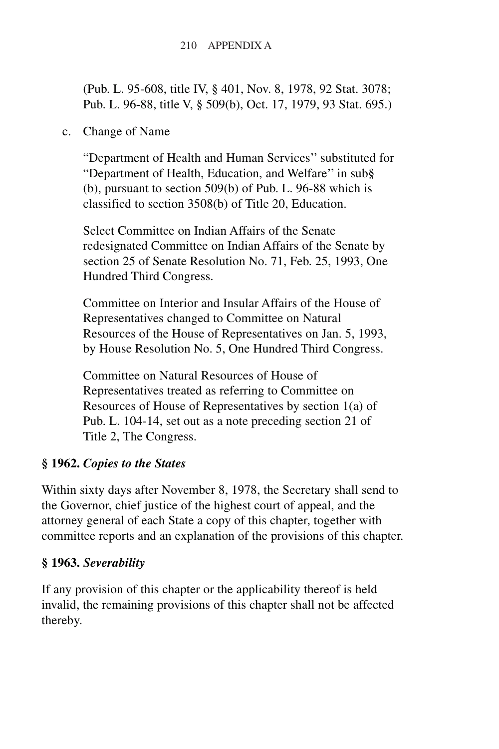(Pub. L. 95-608, title IV, § 401, Nov. 8, 1978, 92 Stat. 3078; Pub. L. 96-88, title V, § 509(b), Oct. 17, 1979, 93 Stat. 695.)

c. Change of Name

"Department of Health and Human Services'' substituted for "Department of Health, Education, and Welfare'' in sub§ (b), pursuant to section 509(b) of Pub. L. 96-88 which is classified to section 3508(b) of Title 20, Education.

Select Committee on Indian Affairs of the Senate redesignated Committee on Indian Affairs of the Senate by section 25 of Senate Resolution No. 71, Feb. 25, 1993, One Hundred Third Congress.

Committee on Interior and Insular Affairs of the House of Representatives changed to Committee on Natural Resources of the House of Representatives on Jan. 5, 1993, by House Resolution No. 5, One Hundred Third Congress.

Committee on Natural Resources of House of Representatives treated as referring to Committee on Resources of House of Representatives by section 1(a) of Pub. L. 104-14, set out as a note preceding section 21 of Title 2, The Congress.

### § 1962. *Copies to the States*

Within sixty days after November 8, 1978, the Secretary shall send to the Governor, chief justice of the highest court of appeal, and the attorney general of each State a copy of this chapter, together with committee reports and an explanation of the provisions of this chapter.

### § 1963. *Severability*

If any provision of this chapter or the applicability thereof is held invalid, the remaining provisions of this chapter shall not be affected thereby.